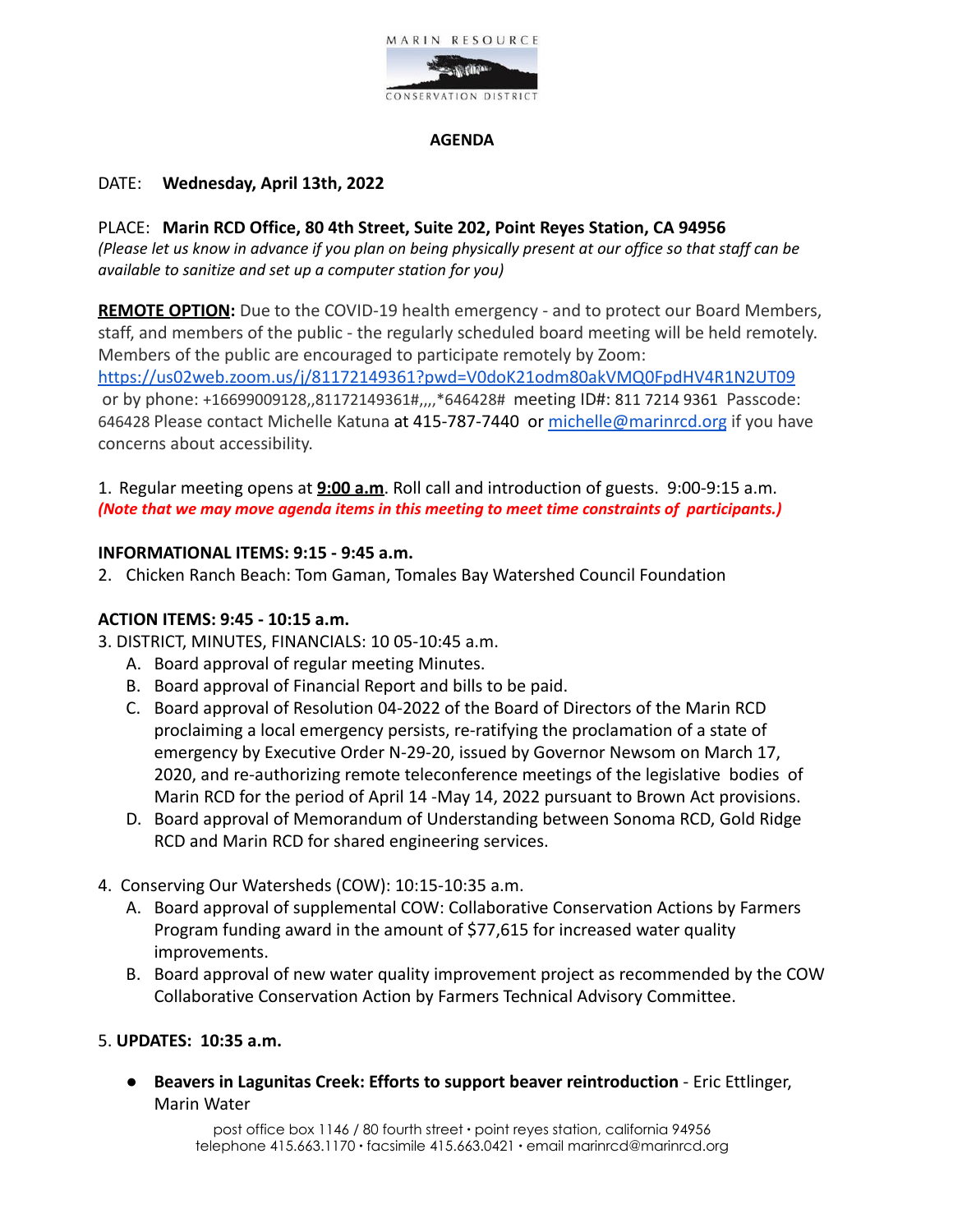MARIN RESOURCE

CONSERVATION DISTRICT

**AGENDA**

DATE: **Wednesday, April 13th, 2022**

PLACE: **Marin RCD Office, 80 4th Street, Suite 202, Point Reyes Station, CA 94956**
*(Please let us know in advance if you plan on being physically present at our office so that staff can be available to sanitize and set up a computer station for you)*

**REMOTE OPTION:** Due to the COVID-19 health emergency - and to protect our Board Members, staff, and members of the public - the regularly scheduled board meeting will be held remotely. Members of the public are encouraged to participate remotely by Zoom: https://us02web.zoom.us/j/81172149361?pwd=V0doK21odm80akVMQ0FpdHV4R1N2UT09 or by phone: +16699009128,,81172149361#,,,,*646428# meeting ID#: 811 7214 9361 Passcode: 646428 Please contact Michelle Katuna at 415-787-7440 or michelle@marinrcd.org if you have concerns about accessibility.

1. Regular meeting opens at **9:00 a.m**. Roll call and introduction of guests. 9:00-9:15 a.m.
***(Note that we may move agenda items in this meeting to meet time constraints of participants.)***

**INFORMATIONAL ITEMS: 9:15 - 9:45 a.m.**

2. Chicken Ranch Beach: Tom Gaman, Tomales Bay Watershed Council Foundation

**ACTION ITEMS: 9:45 - 10:15 a.m.**

3. DISTRICT, MINUTES, FINANCIALS: 10 05-10:45 a.m.
   A. Board approval of regular meeting Minutes.
   B. Board approval of Financial Report and bills to be paid.
   C. Board approval of Resolution 04-2022 of the Board of Directors of the Marin RCD proclaiming a local emergency persists, re-ratifying the proclamation of a state of emergency by Executive Order N-29-20, issued by Governor Newsom on March 17, 2020, and re-authorizing remote teleconference meetings of the legislative bodies of Marin RCD for the period of April 14 -May 14, 2022 pursuant to Brown Act provisions.
   D. Board approval of Memorandum of Understanding between Sonoma RCD, Gold Ridge RCD and Marin RCD for shared engineering services.

4. Conserving Our Watersheds (COW): 10:15-10:35 a.m.
   A. Board approval of supplemental COW: Collaborative Conservation Actions by Farmers Program funding award in the amount of $77,615 for increased water quality improvements.
   B. Board approval of new water quality improvement project as recommended by the COW Collaborative Conservation Action by Farmers Technical Advisory Committee.

5. **UPDATES: 10:35 a.m.**

- **Beavers in Lagunitas Creek: Efforts to support beaver reintroduction** - Eric Ettlinger, Marin Water

post office box 1146 / 80 fourth street • point reyes station, california 94956
telephone 415.663.1170 • facsimile 415.663.0421 • email marinrcd@marinrcd.org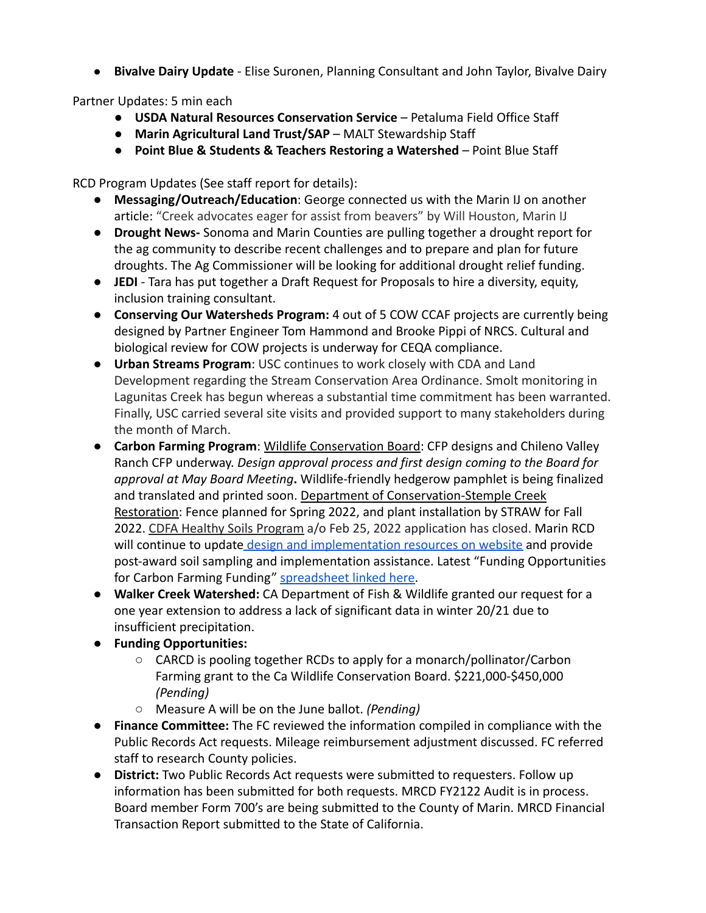- **Bivalve Dairy Update** - Elise Suronen, Planning Consultant and John Taylor, Bivalve Dairy

Partner Updates: 5 min each

- **USDA Natural Resources Conservation Service** – Petaluma Field Office Staff
- **Marin Agricultural Land Trust/SAP** – MALT Stewardship Staff
- **Point Blue & Students & Teachers Restoring a Watershed** – Point Blue Staff

RCD Program Updates (See staff report for details):

- **Messaging/Outreach/Education**: George connected us with the Marin IJ on another article: "Creek advocates eager for assist from beavers" by Will Houston, Marin IJ
- **Drought News-** Sonoma and Marin Counties are pulling together a drought report for the ag community to describe recent challenges and to prepare and plan for future droughts. The Ag Commissioner will be looking for additional drought relief funding.
- **JEDI** - Tara has put together a Draft Request for Proposals to hire a diversity, equity, inclusion training consultant.
- **Conserving Our Watersheds Program:** 4 out of 5 COW CCAF projects are currently being designed by Partner Engineer Tom Hammond and Brooke Pippi of NRCS. Cultural and biological review for COW projects is underway for CEQA compliance.
- **Urban Streams Program**: USC continues to work closely with CDA and Land Development regarding the Stream Conservation Area Ordinance. Smolt monitoring in Lagunitas Creek has begun whereas a substantial time commitment has been warranted. Finally, USC carried several site visits and provided support to many stakeholders during the month of March.
- **Carbon Farming Program**: Wildlife Conservation Board: CFP designs and Chileno Valley Ranch CFP underway. *Design approval process and first design coming to the Board for approval at May Board Meeting***.** Wildlife-friendly hedgerow pamphlet is being finalized and translated and printed soon. Department of Conservation-Stemple Creek Restoration: Fence planned for Spring 2022, and plant installation by STRAW for Fall 2022. CDFA Healthy Soils Program a/o Feb 25, 2022 application has closed. Marin RCD will continue to update design and implementation resources on website and provide post-award soil sampling and implementation assistance. Latest "Funding Opportunities for Carbon Farming Funding" spreadsheet linked here.
- **Walker Creek Watershed:** CA Department of Fish & Wildlife granted our request for a one year extension to address a lack of significant data in winter 20/21 due to insufficient precipitation.
- **Funding Opportunities:**
  - CARCD is pooling together RCDs to apply for a monarch/pollinator/Carbon Farming grant to the Ca Wildlife Conservation Board. $221,000-$450,000 *(Pending)*
  - Measure A will be on the June ballot. *(Pending)*
- **Finance Committee:** The FC reviewed the information compiled in compliance with the Public Records Act requests. Mileage reimbursement adjustment discussed. FC referred staff to research County policies.
- **District:** Two Public Records Act requests were submitted to requesters. Follow up information has been submitted for both requests. MRCD FY2122 Audit is in process. Board member Form 700's are being submitted to the County of Marin. MRCD Financial Transaction Report submitted to the State of California.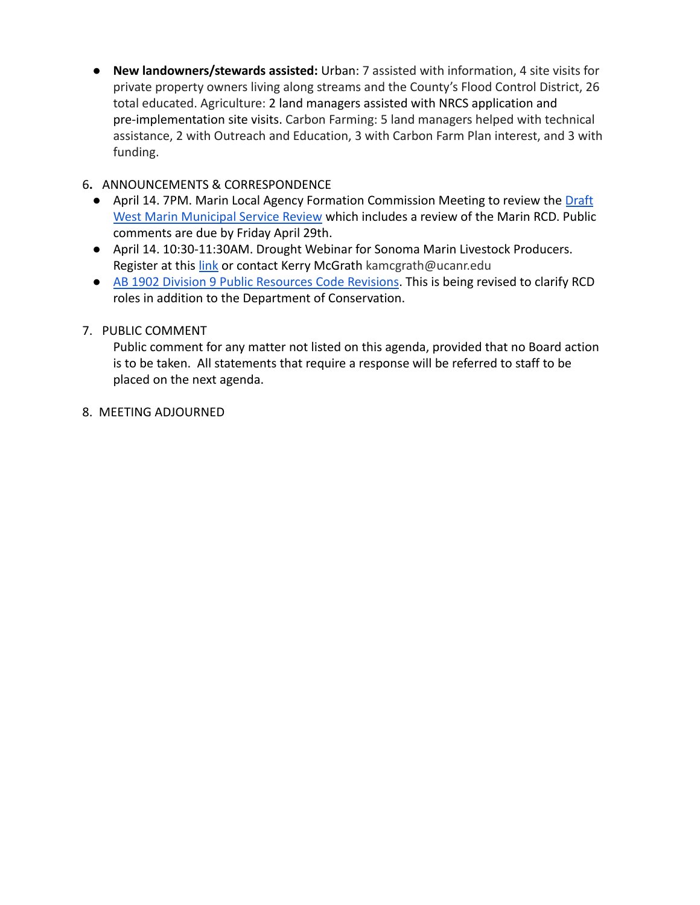- **New landowners/stewards assisted:** Urban: 7 assisted with information, 4 site visits for private property owners living along streams and the County's Flood Control District, 26 total educated. Agriculture: 2 land managers assisted with NRCS application and pre-implementation site visits. Carbon Farming: 5 land managers helped with technical assistance, 2 with Outreach and Education, 3 with Carbon Farm Plan interest, and 3 with funding.

6. ANNOUNCEMENTS & CORRESPONDENCE
   - April 14. 7PM. Marin Local Agency Formation Commission Meeting to review the Draft West Marin Municipal Service Review which includes a review of the Marin RCD. Public comments are due by Friday April 29th.
   - April 14. 10:30-11:30AM. Drought Webinar for Sonoma Marin Livestock Producers. Register at this link or contact Kerry McGrath kamcgrath@ucanr.edu
   - AB 1902 Division 9 Public Resources Code Revisions. This is being revised to clarify RCD roles in addition to the Department of Conservation.

7. PUBLIC COMMENT
   Public comment for any matter not listed on this agenda, provided that no Board action is to be taken. All statements that require a response will be referred to staff to be placed on the next agenda.

8. MEETING ADJOURNED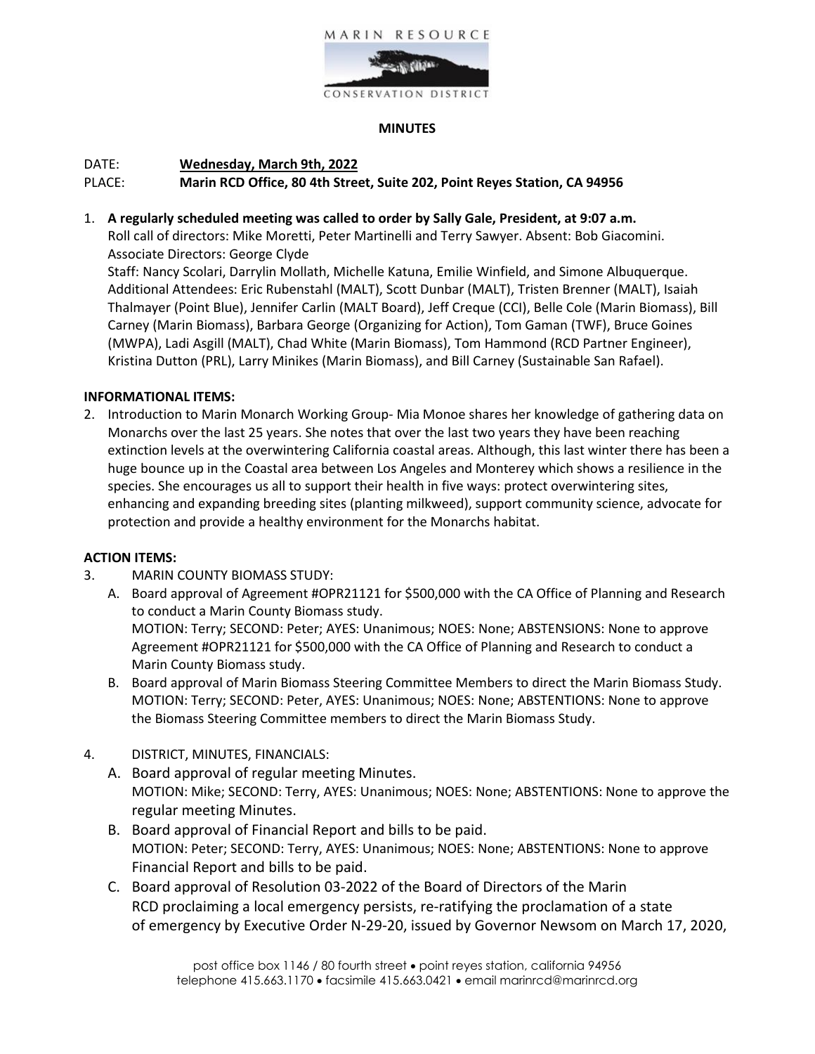MARIN RESOURCE CONSERVATION DISTRICT

**MINUTES**

DATE: **Wednesday, March 9th, 2022**
PLACE: **Marin RCD Office, 80 4th Street, Suite 202, Point Reyes Station, CA 94956**

1. **A regularly scheduled meeting was called to order by Sally Gale, President, at 9:07 a.m.**
   Roll call of directors: Mike Moretti, Peter Martinelli and Terry Sawyer. Absent: Bob Giacomini.
   Associate Directors: George Clyde
   Staff: Nancy Scolari, Darrylin Mollath, Michelle Katuna, Emilie Winfield, and Simone Albuquerque.
   Additional Attendees: Eric Rubenstahl (MALT), Scott Dunbar (MALT), Tristen Brenner (MALT), Isaiah Thalmayer (Point Blue), Jennifer Carlin (MALT Board), Jeff Creque (CCI), Belle Cole (Marin Biomass), Bill Carney (Marin Biomass), Barbara George (Organizing for Action), Tom Gaman (TWF), Bruce Goines (MWPA), Ladi Asgill (MALT), Chad White (Marin Biomass), Tom Hammond (RCD Partner Engineer), Kristina Dutton (PRL), Larry Minikes (Marin Biomass), and Bill Carney (Sustainable San Rafael).

**INFORMATIONAL ITEMS:**

2. Introduction to Marin Monarch Working Group- Mia Monoe shares her knowledge of gathering data on Monarchs over the last 25 years. She notes that over the last two years they have been reaching extinction levels at the overwintering California coastal areas. Although, this last winter there has been a huge bounce up in the Coastal area between Los Angeles and Monterey which shows a resilience in the species. She encourages us all to support their health in five ways: protect overwintering sites, enhancing and expanding breeding sites (planting milkweed), support community science, advocate for protection and provide a healthy environment for the Monarchs habitat.

**ACTION ITEMS:**

3. MARIN COUNTY BIOMASS STUDY:
   A. Board approval of Agreement #OPR21121 for $500,000 with the CA Office of Planning and Research to conduct a Marin County Biomass study.
   MOTION: Terry; SECOND: Peter; AYES: Unanimous; NOES: None; ABSTENSIONS: None to approve Agreement #OPR21121 for $500,000 with the CA Office of Planning and Research to conduct a Marin County Biomass study.
   B. Board approval of Marin Biomass Steering Committee Members to direct the Marin Biomass Study.
   MOTION: Terry; SECOND: Peter, AYES: Unanimous; NOES: None; ABSTENTIONS: None to approve the Biomass Steering Committee members to direct the Marin Biomass Study.

4. DISTRICT, MINUTES, FINANCIALS:
   A. Board approval of regular meeting Minutes.
   MOTION: Mike; SECOND: Terry, AYES: Unanimous; NOES: None; ABSTENTIONS: None to approve the regular meeting Minutes.
   B. Board approval of Financial Report and bills to be paid.
   MOTION: Peter; SECOND: Terry, AYES: Unanimous; NOES: None; ABSTENTIONS: None to approve Financial Report and bills to be paid.
   C. Board approval of Resolution 03-2022 of the Board of Directors of the Marin RCD proclaiming a local emergency persists, re-ratifying the proclamation of a state of emergency by Executive Order N-29-20, issued by Governor Newsom on March 17, 2020,

post office box 1146 / 80 fourth street • point reyes station, california 94956
telephone 415.663.1170 • facsimile 415.663.0421 • email marinrcd@marinrcd.org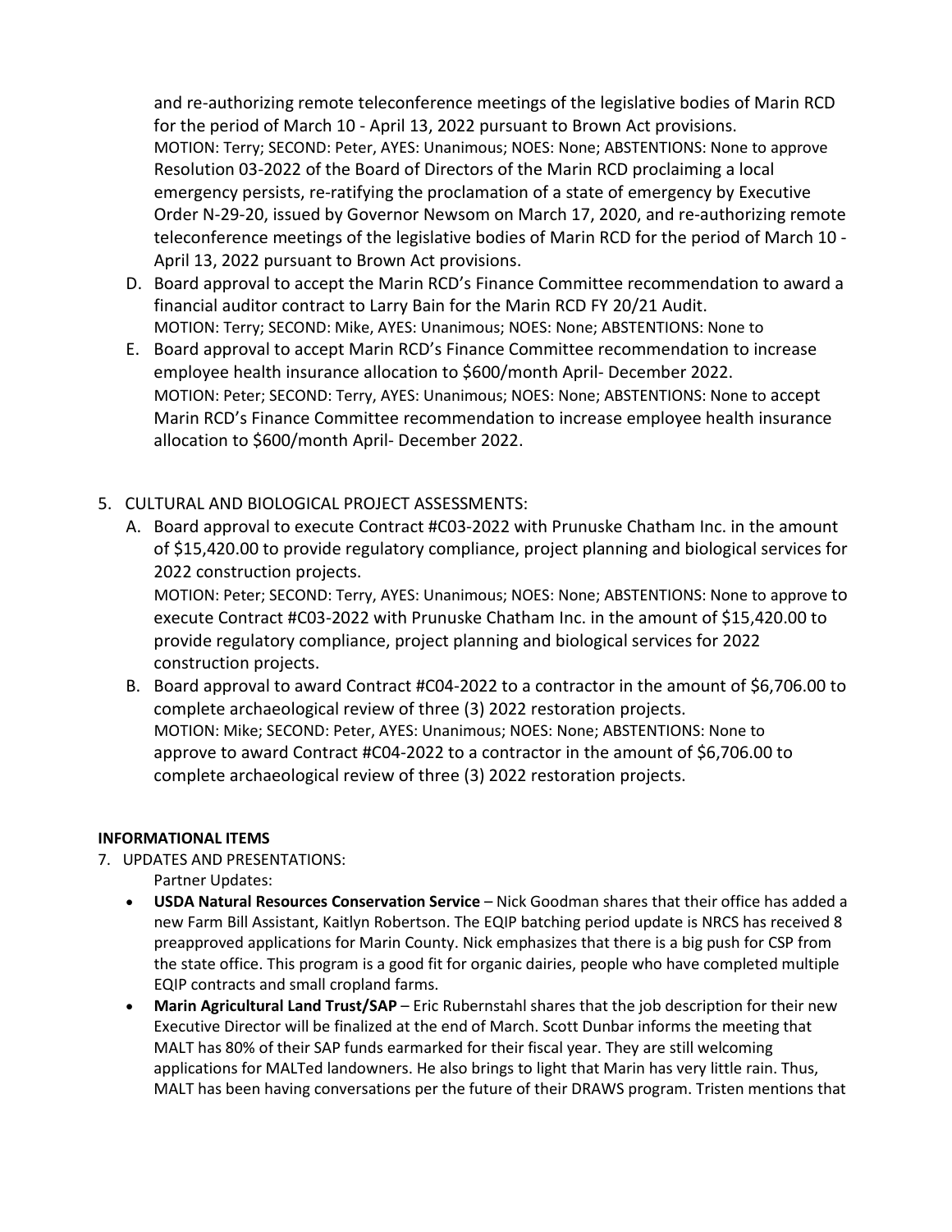and re-authorizing remote teleconference meetings of the legislative bodies of Marin RCD for the period of March 10 - April 13, 2022 pursuant to Brown Act provisions.
MOTION: Terry; SECOND: Peter, AYES: Unanimous; NOES: None; ABSTENTIONS: None to approve Resolution 03-2022 of the Board of Directors of the Marin RCD proclaiming a local emergency persists, re-ratifying the proclamation of a state of emergency by Executive Order N-29-20, issued by Governor Newsom on March 17, 2020, and re-authorizing remote teleconference meetings of the legislative bodies of Marin RCD for the period of March 10 - April 13, 2022 pursuant to Brown Act provisions.

D. Board approval to accept the Marin RCD's Finance Committee recommendation to award a financial auditor contract to Larry Bain for the Marin RCD FY 20/21 Audit.
MOTION: Terry; SECOND: Mike, AYES: Unanimous; NOES: None; ABSTENTIONS: None to

E. Board approval to accept Marin RCD's Finance Committee recommendation to increase employee health insurance allocation to $600/month April- December 2022.
MOTION: Peter; SECOND: Terry, AYES: Unanimous; NOES: None; ABSTENTIONS: None to accept Marin RCD's Finance Committee recommendation to increase employee health insurance allocation to $600/month April- December 2022.

5. CULTURAL AND BIOLOGICAL PROJECT ASSESSMENTS:

A. Board approval to execute Contract #C03-2022 with Prunuske Chatham Inc. in the amount of $15,420.00 to provide regulatory compliance, project planning and biological services for 2022 construction projects.
MOTION: Peter; SECOND: Terry, AYES: Unanimous; NOES: None; ABSTENTIONS: None to approve to execute Contract #C03-2022 with Prunuske Chatham Inc. in the amount of $15,420.00 to provide regulatory compliance, project planning and biological services for 2022 construction projects.

B. Board approval to award Contract #C04-2022 to a contractor in the amount of $6,706.00 to complete archaeological review of three (3) 2022 restoration projects.
MOTION: Mike; SECOND: Peter, AYES: Unanimous; NOES: None; ABSTENTIONS: None to approve to award Contract #C04-2022 to a contractor in the amount of $6,706.00 to complete archaeological review of three (3) 2022 restoration projects.

**INFORMATIONAL ITEMS**

7. UPDATES AND PRESENTATIONS:
Partner Updates:
- **USDA Natural Resources Conservation Service** – Nick Goodman shares that their office has added a new Farm Bill Assistant, Kaitlyn Robertson. The EQIP batching period update is NRCS has received 8 preapproved applications for Marin County. Nick emphasizes that there is a big push for CSP from the state office. This program is a good fit for organic dairies, people who have completed multiple EQIP contracts and small cropland farms.
- **Marin Agricultural Land Trust/SAP** – Eric Rubernstahl shares that the job description for their new Executive Director will be finalized at the end of March. Scott Dunbar informs the meeting that MALT has 80% of their SAP funds earmarked for their fiscal year. They are still welcoming applications for MALTed landowners. He also brings to light that Marin has very little rain. Thus, MALT has been having conversations per the future of their DRAWS program. Tristen mentions that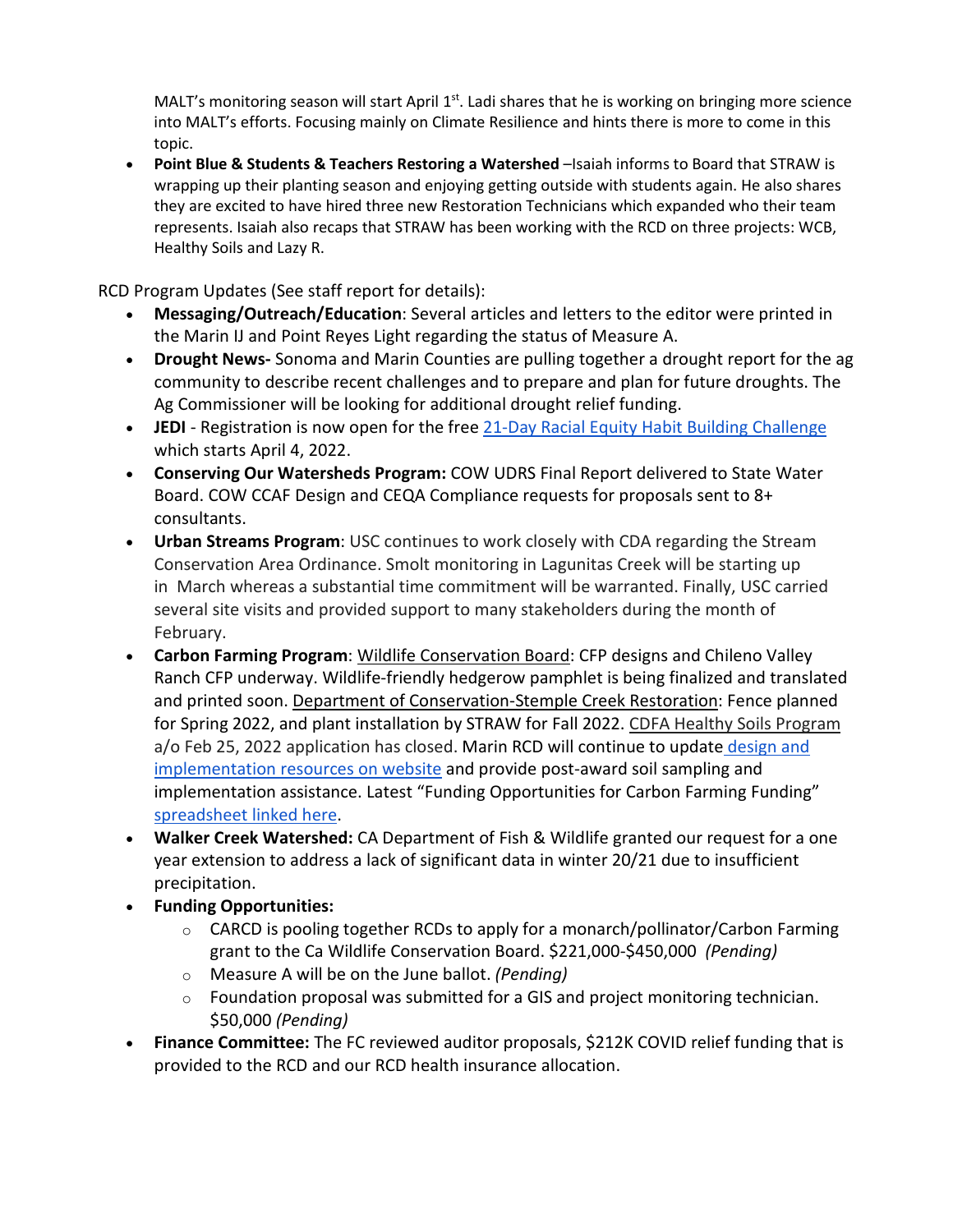MALT's monitoring season will start April 1st. Ladi shares that he is working on bringing more science into MALT's efforts. Focusing mainly on Climate Resilience and hints there is more to come in this topic.

- **Point Blue & Students & Teachers Restoring a Watershed** –Isaiah informs to Board that STRAW is wrapping up their planting season and enjoying getting outside with students again. He also shares they are excited to have hired three new Restoration Technicians which expanded who their team represents. Isaiah also recaps that STRAW has been working with the RCD on three projects: WCB, Healthy Soils and Lazy R.

RCD Program Updates (See staff report for details):

- **Messaging/Outreach/Education**: Several articles and letters to the editor were printed in the Marin IJ and Point Reyes Light regarding the status of Measure A.
- **Drought News-** Sonoma and Marin Counties are pulling together a drought report for the ag community to describe recent challenges and to prepare and plan for future droughts. The Ag Commissioner will be looking for additional drought relief funding.
- **JEDI** - Registration is now open for the free 21-Day Racial Equity Habit Building Challenge which starts April 4, 2022.
- **Conserving Our Watersheds Program:** COW UDRS Final Report delivered to State Water Board. COW CCAF Design and CEQA Compliance requests for proposals sent to 8+ consultants.
- **Urban Streams Program**: USC continues to work closely with CDA regarding the Stream Conservation Area Ordinance. Smolt monitoring in Lagunitas Creek will be starting up in March whereas a substantial time commitment will be warranted. Finally, USC carried several site visits and provided support to many stakeholders during the month of February.
- **Carbon Farming Program**: Wildlife Conservation Board: CFP designs and Chileno Valley Ranch CFP underway. Wildlife-friendly hedgerow pamphlet is being finalized and translated and printed soon. Department of Conservation-Stemple Creek Restoration: Fence planned for Spring 2022, and plant installation by STRAW for Fall 2022. CDFA Healthy Soils Program a/o Feb 25, 2022 application has closed. Marin RCD will continue to update design and implementation resources on website and provide post-award soil sampling and implementation assistance. Latest "Funding Opportunities for Carbon Farming Funding" spreadsheet linked here.
- **Walker Creek Watershed:** CA Department of Fish & Wildlife granted our request for a one year extension to address a lack of significant data in winter 20/21 due to insufficient precipitation.
- **Funding Opportunities:**
  - CARCD is pooling together RCDs to apply for a monarch/pollinator/Carbon Farming grant to the Ca Wildlife Conservation Board. $221,000-$450,000 *(Pending)*
  - Measure A will be on the June ballot. *(Pending)*
  - Foundation proposal was submitted for a GIS and project monitoring technician. $50,000 *(Pending)*
- **Finance Committee:** The FC reviewed auditor proposals, $212K COVID relief funding that is provided to the RCD and our RCD health insurance allocation.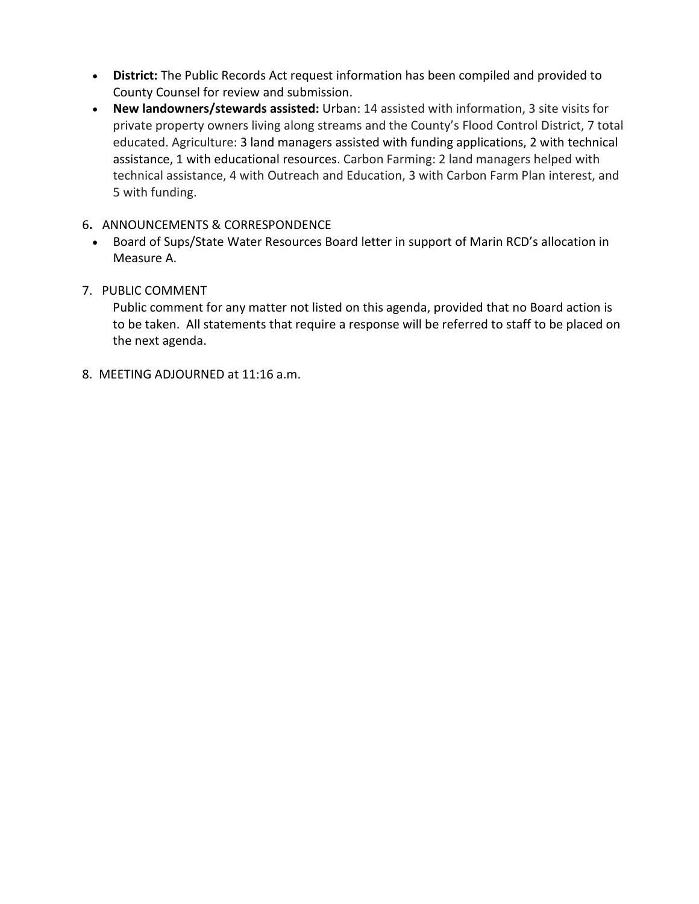- **District:** The Public Records Act request information has been compiled and provided to County Counsel for review and submission.
- **New landowners/stewards assisted:** Urban: 14 assisted with information, 3 site visits for private property owners living along streams and the County's Flood Control District, 7 total educated. Agriculture: 3 land managers assisted with funding applications, 2 with technical assistance, 1 with educational resources. Carbon Farming: 2 land managers helped with technical assistance, 4 with Outreach and Education, 3 with Carbon Farm Plan interest, and 5 with funding.

6. ANNOUNCEMENTS & CORRESPONDENCE
   - Board of Sups/State Water Resources Board letter in support of Marin RCD's allocation in Measure A.

7. PUBLIC COMMENT

   Public comment for any matter not listed on this agenda, provided that no Board action is to be taken. All statements that require a response will be referred to staff to be placed on the next agenda.

8. MEETING ADJOURNED at 11:16 a.m.